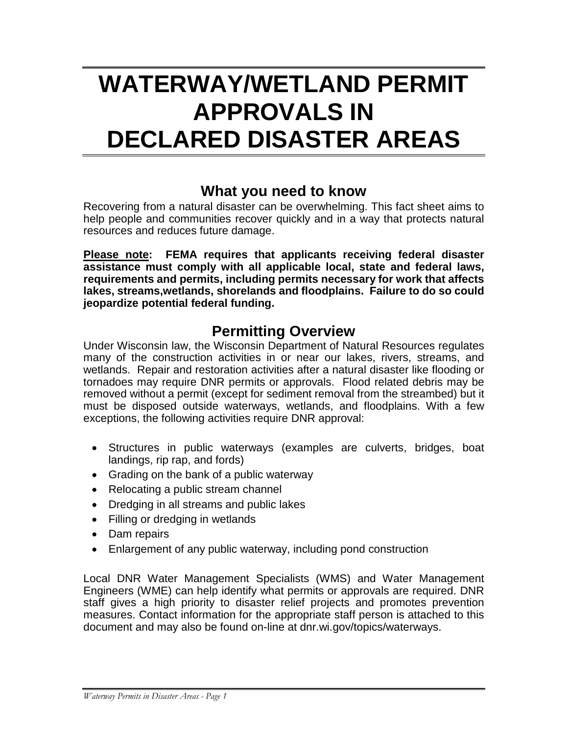# WATERWAY/WETLAND PERMIT APPROVALS IN DECLARED DISASTER AREAS

## What you need to know

Recovering from a natural disaster can be overwhelming. This fact sheet aims to help people and communities recover quickly and in a way that protects natural resources and reduces future damage.

**Please note: FEMA requires that applicants receiving federal disaster assistance must comply with all applicable local, state and federal laws, requirements and permits, including permits necessary for work that affects lakes, streams,wetlands, shorelands and floodplains. Failure to do so could jeopardize potential federal funding.**

## Permitting Overview

Under Wisconsin law, the Wisconsin Department of Natural Resources regulates many of the construction activities in or near our lakes, rivers, streams, and wetlands. Repair and restoration activities after a natural disaster like flooding or tornadoes may require DNR permits or approvals. Flood related debris may be removed without a permit (except for sediment removal from the streambed) but it must be disposed outside waterways, wetlands, and floodplains. With a few exceptions, the following activities require DNR approval:

- Structures in public waterways (examples are culverts, bridges, boat landings, rip rap, and fords)
- Grading on the bank of a public waterway
- Relocating a public stream channel
- Dredging in all streams and public lakes
- Filling or dredging in wetlands
- Dam repairs
- Enlargement of any public waterway, including pond construction

Local DNR Water Management Specialists (WMS) and Water Management Engineers (WME) can help identify what permits or approvals are required. DNR staff gives a high priority to disaster relief projects and promotes prevention measures. Contact information for the appropriate staff person is attached to this document and may also be found on-line at dnr.wi.gov/topics/waterways.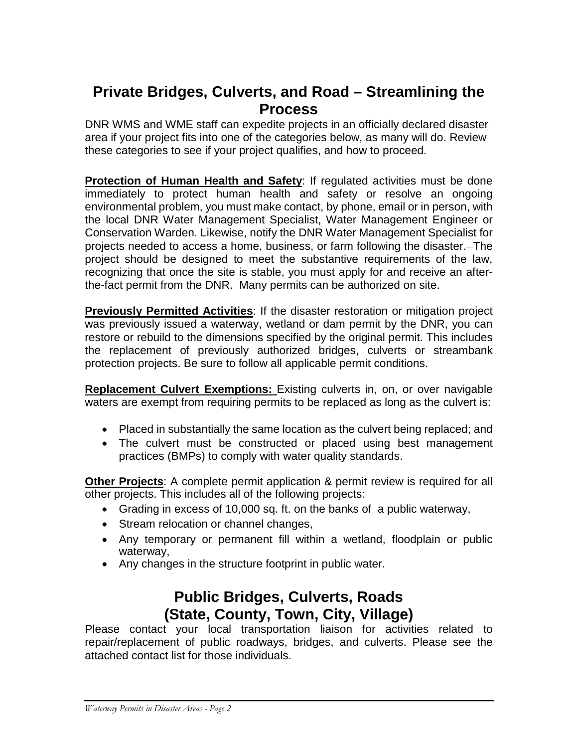## Private Bridges, Culverts, and Road – Streamlining the Process

DNR WMS and WME staff can expedite projects in an officially declared disaster area if your project fits into one of the categories below, as many will do. Review these categories to see if your project qualifies, and how to proceed.

**Protection of Human Health and Safety**: If regulated activities must be done immediately to protect human health and safety or resolve an ongoing environmental problem, you must make contact, by phone, email or in person, with the local DNR Water Management Specialist, Water Management Engineer or Conservation Warden. Likewise, notify the DNR Water Management Specialist for projects needed to access a home, business, or farm following the disaster. The project should be designed to meet the substantive requirements of the law, recognizing that once the site is stable, you must apply for and receive an after-the-fact permit from the DNR. Many permits can be authorized on site.

**Previously Permitted Activities**: If the disaster restoration or mitigation project was previously issued a waterway, wetland or dam permit by the DNR, you can restore or rebuild to the dimensions specified by the original permit. This includes the replacement of previously authorized bridges, culverts or streambank protection projects. Be sure to follow all applicable permit conditions.

**Replacement Culvert Exemptions:** Existing culverts in, on, or over navigable waters are exempt from requiring permits to be replaced as long as the culvert is:

- Placed in substantially the same location as the culvert being replaced; and
- The culvert must be constructed or placed using best management practices (BMPs) to comply with water quality standards.

**Other Projects**: A complete permit application & permit review is required for all other projects. This includes all of the following projects:

- Grading in excess of 10,000 sq. ft. on the banks of a public waterway,
- Stream relocation or channel changes,
- Any temporary or permanent fill within a wetland, floodplain or public waterway,
- Any changes in the structure footprint in public water.

## Public Bridges, Culverts, Roads (State, County, Town, City, Village)

Please contact your local transportation liaison for activities related to repair/replacement of public roadways, bridges, and culverts. Please see the attached contact list for those individuals.